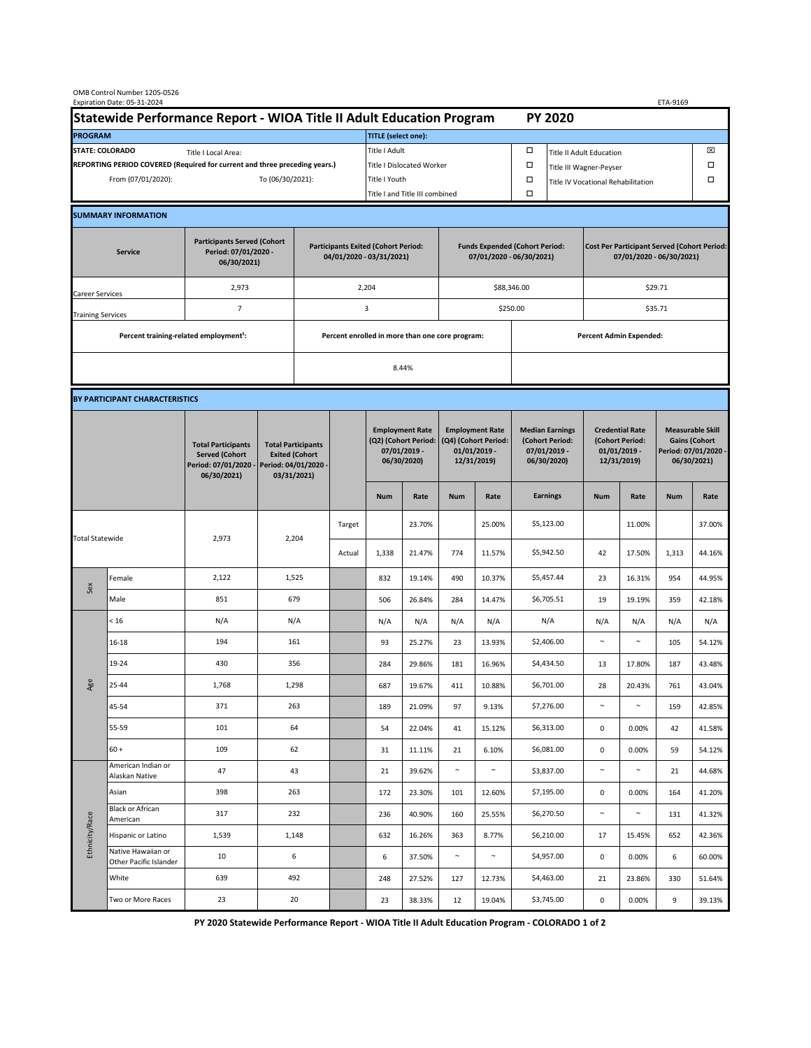OMB Control Number 1205-0526
Expiration Date: 05-31-2024

ETA-9169

# Statewide Performance Report - WIOA Title II Adult Education Program — PY 2020

| PROGRAM | | TITLE (select one): | | | |
|---|---|---|---|---|---|
| STATE: COLORADO | Title I Local Area: | Title I Adult | ☐ | Title II Adult Education | ☒ |
| REPORTING PERIOD COVERED (Required for current and three preceding years.) | | Title I Dislocated Worker | ☐ | Title III Wagner-Peyser | ☐ |
| From (07/01/2020): | To (06/30/2021): | Title I Youth | ☐ | Title IV Vocational Rehabilitation | ☐ |
| | | Title I and Title III combined | ☐ | | |

## SUMMARY INFORMATION

| Service | Participants Served (Cohort Period: 07/01/2020 - 06/30/2021) | Participants Exited (Cohort Period: 04/01/2020 - 03/31/2021) | Funds Expended (Cohort Period: 07/01/2020 - 06/30/2021) | Cost Per Participant Served (Cohort Period: 07/01/2020 - 06/30/2021) |
|---|---|---|---|---|
| Career Services | 2,973 | 2,204 | $88,346.00 | $29.71 |
| Training Services | 7 | 3 | $250.00 | $35.71 |

| Percent training-related employment[1]: | Percent enrolled in more than one core program: | Percent Admin Expended: |
|---|---|---|
| | 8.44% | |

## BY PARTICIPANT CHARACTERISTICS

| | | Total Participants Served (Cohort Period: 07/01/2020 - 06/30/2021) | Total Participants Exited (Cohort Period: 04/01/2020 - 03/31/2021) | | Employment Rate (Q2) (Cohort Period: 07/01/2019 - 06/30/2020) | | Employment Rate (Q4) (Cohort Period: 01/01/2019 - 12/31/2019) | | Median Earnings (Cohort Period: 07/01/2019 - 06/30/2020) | Credential Rate (Cohort Period: 01/01/2019 - 12/31/2019) | | Measurable Skill Gains (Cohort Period: 07/01/2020 - 06/30/2021) | |
|---|---|---|---|---|---|---|---|---|---|---|---|---|---|
| | | | | | Num | Rate | Num | Rate | Earnings | Num | Rate | Num | Rate |
| Total Statewide | | 2,973 | 2,204 | Target | | 23.70% | | 25.00% | $5,123.00 | | 11.00% | | 37.00% |
| | | | | Actual | 1,338 | 21.47% | 774 | 11.57% | $5,942.50 | 42 | 17.50% | 1,313 | 44.16% |
| Sex | Female | 2,122 | 1,525 | | 832 | 19.14% | 490 | 10.37% | $5,457.44 | 23 | 16.31% | 954 | 44.95% |
| | Male | 851 | 679 | | 506 | 26.84% | 284 | 14.47% | $6,705.51 | 19 | 19.19% | 359 | 42.18% |
| Age | < 16 | N/A | N/A | | N/A | N/A | N/A | N/A | N/A | N/A | N/A | N/A | N/A |
| | 16-18 | 194 | 161 | | 93 | 25.27% | 23 | 13.93% | $2,406.00 | ~ | ~ | 105 | 54.12% |
| | 19-24 | 430 | 356 | | 284 | 29.86% | 181 | 16.96% | $4,434.50 | 13 | 17.80% | 187 | 43.48% |
| | 25-44 | 1,768 | 1,298 | | 687 | 19.67% | 411 | 10.88% | $6,701.00 | 28 | 20.43% | 761 | 43.04% |
| | 45-54 | 371 | 263 | | 189 | 21.09% | 97 | 9.13% | $7,276.00 | ~ | ~ | 159 | 42.85% |
| | 55-59 | 101 | 64 | | 54 | 22.04% | 41 | 15.12% | $6,313.00 | 0 | 0.00% | 42 | 41.58% |
| | 60 + | 109 | 62 | | 31 | 11.11% | 21 | 6.10% | $6,081.00 | 0 | 0.00% | 59 | 54.12% |
| Ethnicity/Race | American Indian or Alaskan Native | 47 | 43 | | 21 | 39.62% | ~ | ~ | $3,837.00 | ~ | ~ | 21 | 44.68% |
| | Asian | 398 | 263 | | 172 | 23.30% | 101 | 12.60% | $7,195.00 | 0 | 0.00% | 164 | 41.20% |
| | Black or African American | 317 | 232 | | 236 | 40.90% | 160 | 25.55% | $6,270.50 | ~ | ~ | 131 | 41.32% |
| | Hispanic or Latino | 1,539 | 1,148 | | 632 | 16.26% | 363 | 8.77% | $6,210.00 | 17 | 15.45% | 652 | 42.36% |
| | Native Hawaiian or Other Pacific Islander | 10 | 6 | | 6 | 37.50% | ~ | ~ | $4,957.00 | 0 | 0.00% | 6 | 60.00% |
| | White | 639 | 492 | | 248 | 27.52% | 127 | 12.73% | $4,463.00 | 21 | 23.86% | 330 | 51.64% |
| | Two or More Races | 23 | 20 | | 23 | 38.33% | 12 | 19.04% | $3,745.00 | 0 | 0.00% | 9 | 39.13% |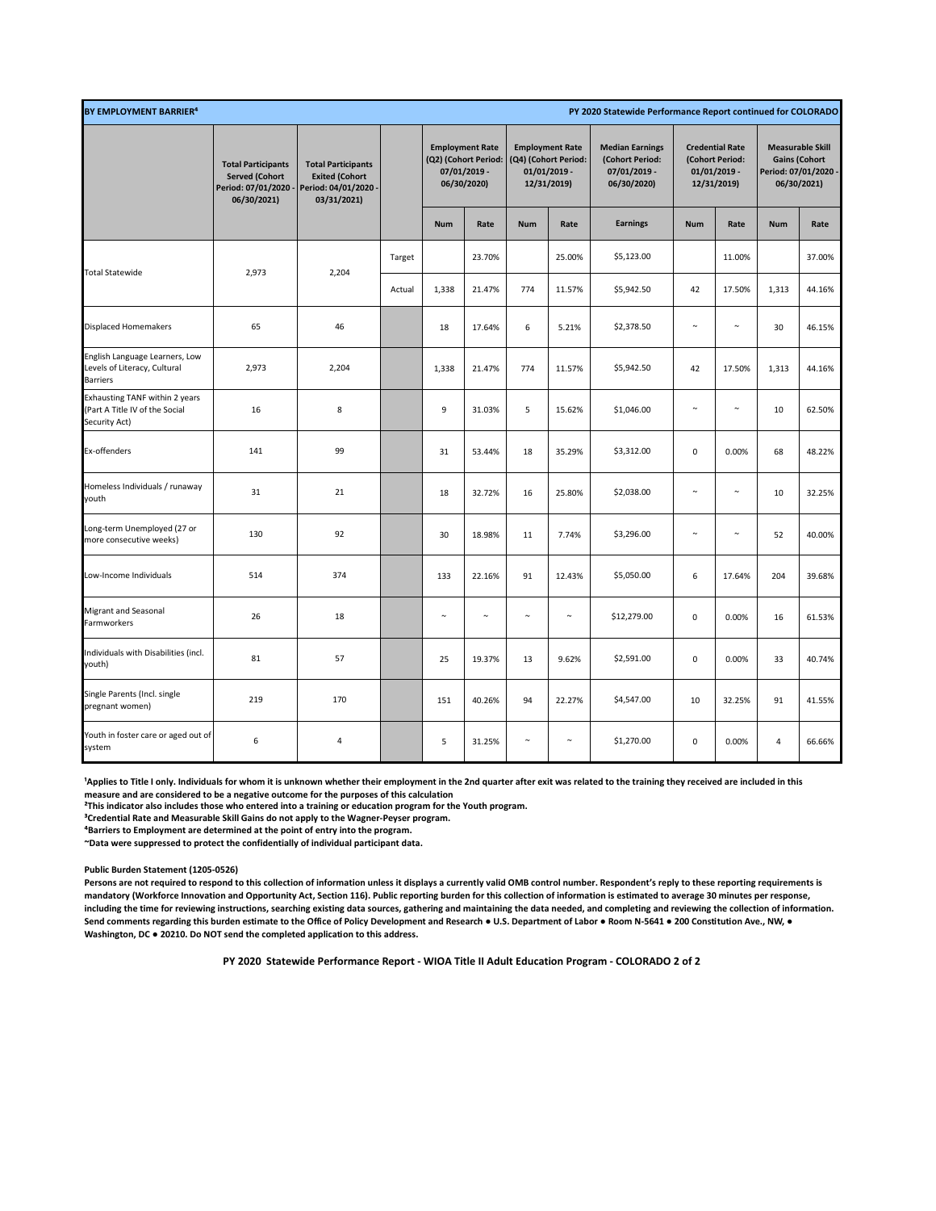| BY EMPLOYMENT BARRIER[4] | | | | | | | | | | | | |
|---|---|---|---|---|---|---|---|---|---|---|---|---|
| | Total Participants Served (Cohort Period: 07/01/2020 - 06/30/2021) | Total Participants Exited (Cohort Period: 04/01/2020 - 03/31/2021) | | Employment Rate (Q2) (Cohort Period: 07/01/2019 - 06/30/2020) | | Employment Rate (Q4) (Cohort Period: 01/01/2019 - 12/31/2019) | | Median Earnings (Cohort Period: 07/01/2019 - 06/30/2020) | Credential Rate (Cohort Period: 01/01/2019 - 12/31/2019) | | Measurable Skill Gains (Cohort Period: 07/01/2020 - 06/30/2021) | |
| | | | | Num | Rate | Num | Rate | Earnings | Num | Rate | Num | Rate |
| Total Statewide | 2,973 | 2,204 | Target | | 23.70% | | 25.00% | $5,123.00 | | 11.00% | | 37.00% |
| | | | Actual | 1,338 | 21.47% | 774 | 11.57% | $5,942.50 | 42 | 17.50% | 1,313 | 44.16% |
| Displaced Homemakers | 65 | 46 | | 18 | 17.64% | 6 | 5.21% | $2,378.50 | ~ | ~ | 30 | 46.15% |
| English Language Learners, Low Levels of Literacy, Cultural Barriers | 2,973 | 2,204 | | 1,338 | 21.47% | 774 | 11.57% | $5,942.50 | 42 | 17.50% | 1,313 | 44.16% |
| Exhausting TANF within 2 years (Part A Title IV of the Social Security Act) | 16 | 8 | | 9 | 31.03% | 5 | 15.62% | $1,046.00 | ~ | ~ | 10 | 62.50% |
| Ex-offenders | 141 | 99 | | 31 | 53.44% | 18 | 35.29% | $3,312.00 | 0 | 0.00% | 68 | 48.22% |
| Homeless Individuals / runaway youth | 31 | 21 | | 18 | 32.72% | 16 | 25.80% | $2,038.00 | ~ | ~ | 10 | 32.25% |
| Long-term Unemployed (27 or more consecutive weeks) | 130 | 92 | | 30 | 18.98% | 11 | 7.74% | $3,296.00 | ~ | ~ | 52 | 40.00% |
| Low-Income Individuals | 514 | 374 | | 133 | 22.16% | 91 | 12.43% | $5,050.00 | 6 | 17.64% | 204 | 39.68% |
| Migrant and Seasonal Farmworkers | 26 | 18 | | ~ | ~ | ~ | ~ | $12,279.00 | 0 | 0.00% | 16 | 61.53% |
| Individuals with Disabilities (incl. youth) | 81 | 57 | | 25 | 19.37% | 13 | 9.62% | $2,591.00 | 0 | 0.00% | 33 | 40.74% |
| Single Parents (Incl. single pregnant women) | 219 | 170 | | 151 | 40.26% | 94 | 22.27% | $4,547.00 | 10 | 32.25% | 91 | 41.55% |
| Youth in foster care or aged out of system | 6 | 4 | | 5 | 31.25% | ~ | ~ | $1,270.00 | 0 | 0.00% | 4 | 66.66% |

**[1]Applies to Title I only. Individuals for whom it is unknown whether their employment in the 2nd quarter after exit was related to the training they received are included in this measure and are considered to be a negative outcome for the purposes of this calculation**

**[2]This indicator also includes those who entered into a training or education program for the Youth program.**

**[3]Credential Rate and Measurable Skill Gains do not apply to the Wagner-Peyser program.**

**[4]Barriers to Employment are determined at the point of entry into the program.**

**~Data were suppressed to protect the confidentially of individual participant data.**

**Public Burden Statement (1205-0526)**

**Persons are not required to respond to this collection of information unless it displays a currently valid OMB control number. Respondent's reply to these reporting requirements is mandatory (Workforce Innovation and Opportunity Act, Section 116). Public reporting burden for this collection of information is estimated to average 30 minutes per response, including the time for reviewing instructions, searching existing data sources, gathering and maintaining the data needed, and completing and reviewing the collection of information. Send comments regarding this burden estimate to the Office of Policy Development and Research ● U.S. Department of Labor ● Room N-5641 ● 200 Constitution Ave., NW, ● Washington, DC ● 20210. Do NOT send the completed application to this address.**

**PY 2020 Statewide Performance Report - WIOA Title II Adult Education Program - COLORADO 2 of 2**